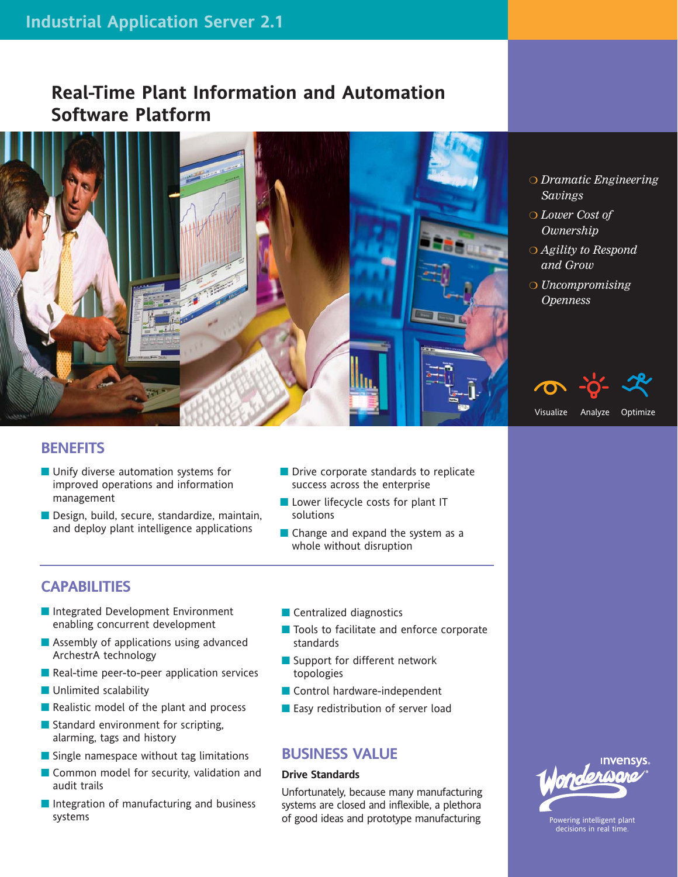# Industrial Application Server 2.1

## Real-Time Plant Information and Automation Software Platform

- *Dramatic Engineering Savings*
- *Lower Cost of Ownership*
- *Agility to Respond and Grow*
- *Uncompromising Openness*

Visualize Analyze Optimize

## BENEFITS

- Unify diverse automation systems for improved operations and information management
- Design, build, secure, standardize, maintain, and deploy plant intelligence applications
- Drive corporate standards to replicate success across the enterprise
- Lower lifecycle costs for plant IT solutions
- Change and expand the system as a whole without disruption

## CAPABILITIES

- Integrated Development Environment enabling concurrent development
- Assembly of applications using advanced ArchestrA technology
- Real-time peer-to-peer application services
- Unlimited scalability
- Realistic model of the plant and process
- Standard environment for scripting, alarming, tags and history
- Single namespace without tag limitations
- Common model for security, validation and audit trails
- Integration of manufacturing and business systems
- Centralized diagnostics
- Tools to facilitate and enforce corporate standards
- Support for different network topologies
- Control hardware-independent
- Easy redistribution of server load

## BUSINESS VALUE

**Drive Standards**

Unfortunately, because many manufacturing systems are closed and inflexible, a plethora of good ideas and prototype manufacturing

Invensys Wonderware

Powering intelligent plant decisions in real time.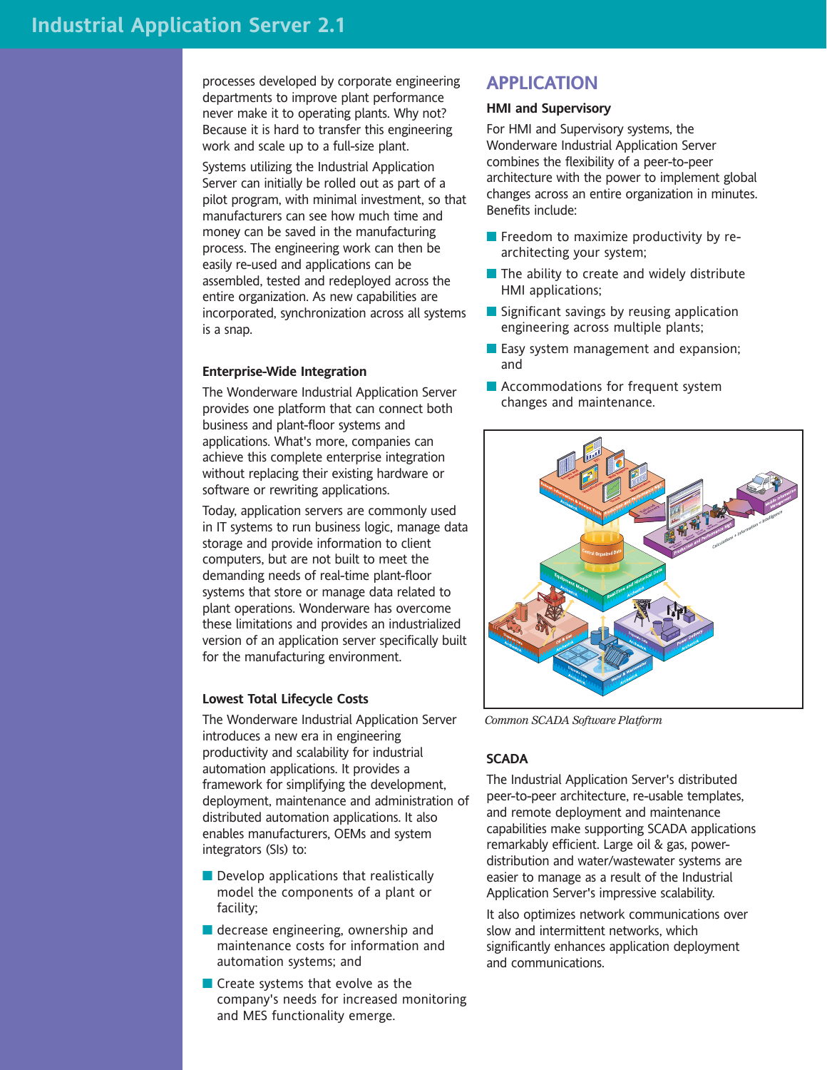processes developed by corporate engineering departments to improve plant performance never make it to operating plants. Why not? Because it is hard to transfer this engineering work and scale up to a full-size plant.

Systems utilizing the Industrial Application Server can initially be rolled out as part of a pilot program, with minimal investment, so that manufacturers can see how much time and money can be saved in the manufacturing process. The engineering work can then be easily re-used and applications can be assembled, tested and redeployed across the entire organization. As new capabilities are incorporated, synchronization across all systems is a snap.

### Enterprise-Wide Integration

The Wonderware Industrial Application Server provides one platform that can connect both business and plant-floor systems and applications. What's more, companies can achieve this complete enterprise integration without replacing their existing hardware or software or rewriting applications.

Today, application servers are commonly used in IT systems to run business logic, manage data storage and provide information to client computers, but are not built to meet the demanding needs of real-time plant-floor systems that store or manage data related to plant operations. Wonderware has overcome these limitations and provides an industrialized version of an application server specifically built for the manufacturing environment.

### Lowest Total Lifecycle Costs

The Wonderware Industrial Application Server introduces a new era in engineering productivity and scalability for industrial automation applications. It provides a framework for simplifying the development, deployment, maintenance and administration of distributed automation applications. It also enables manufacturers, OEMs and system integrators (SIs) to:

- Develop applications that realistically model the components of a plant or facility;
- decrease engineering, ownership and maintenance costs for information and automation systems; and
- Create systems that evolve as the company's needs for increased monitoring and MES functionality emerge.

## APPLICATION

### HMI and Supervisory

For HMI and Supervisory systems, the Wonderware Industrial Application Server combines the flexibility of a peer-to-peer architecture with the power to implement global changes across an entire organization in minutes. Benefits include:

- Freedom to maximize productivity by re-architecting your system;
- The ability to create and widely distribute HMI applications;
- Significant savings by reusing application engineering across multiple plants;
- Easy system management and expansion; and
- Accommodations for frequent system changes and maintenance.

*Common SCADA Software Platform*

### SCADA

The Industrial Application Server's distributed peer-to-peer architecture, re-usable templates, and remote deployment and maintenance capabilities make supporting SCADA applications remarkably efficient. Large oil & gas, power-distribution and water/wastewater systems are easier to manage as a result of the Industrial Application Server's impressive scalability.

It also optimizes network communications over slow and intermittent networks, which significantly enhances application deployment and communications.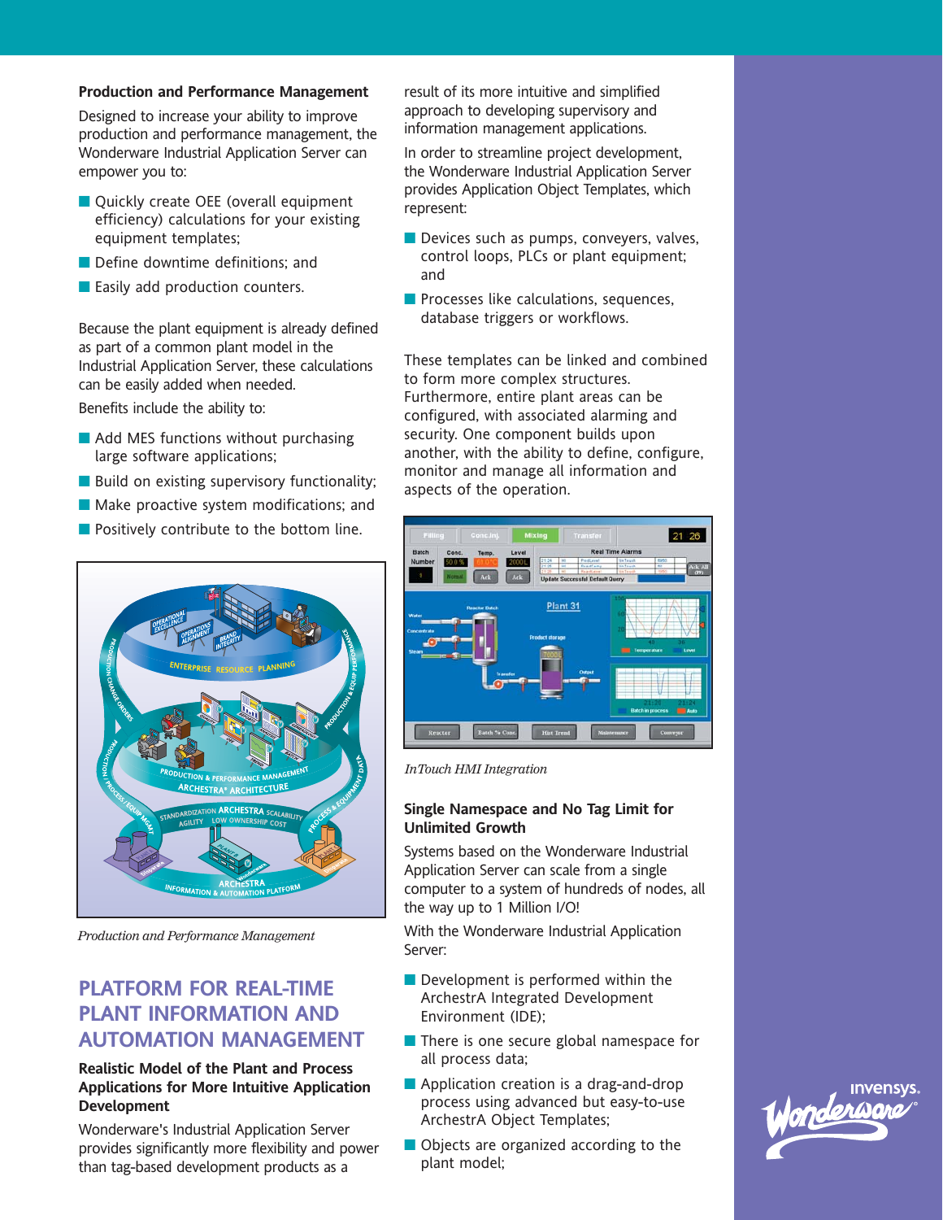### Production and Performance Management

Designed to increase your ability to improve production and performance management, the Wonderware Industrial Application Server can empower you to:

- Quickly create OEE (overall equipment efficiency) calculations for your existing equipment templates;
- Define downtime definitions; and
- Easily add production counters.

Because the plant equipment is already defined as part of a common plant model in the Industrial Application Server, these calculations can be easily added when needed.

Benefits include the ability to:

- Add MES functions without purchasing large software applications;
- Build on existing supervisory functionality;
- Make proactive system modifications; and
- Positively contribute to the bottom line.

*Production and Performance Management*

## PLATFORM FOR REAL-TIME PLANT INFORMATION AND AUTOMATION MANAGEMENT

### Realistic Model of the Plant and Process Applications for More Intuitive Application Development

Wonderware's Industrial Application Server provides significantly more flexibility and power than tag-based development products as a result of its more intuitive and simplified approach to developing supervisory and information management applications.

In order to streamline project development, the Wonderware Industrial Application Server provides Application Object Templates, which represent:

- Devices such as pumps, conveyers, valves, control loops, PLCs or plant equipment; and
- Processes like calculations, sequences, database triggers or workflows.

These templates can be linked and combined to form more complex structures. Furthermore, entire plant areas can be configured, with associated alarming and security. One component builds upon another, with the ability to define, configure, monitor and manage all information and aspects of the operation.

*InTouch HMI Integration*

### Single Namespace and No Tag Limit for Unlimited Growth

Systems based on the Wonderware Industrial Application Server can scale from a single computer to a system of hundreds of nodes, all the way up to 1 Million I/O!

With the Wonderware Industrial Application Server:

- Development is performed within the ArchestrA Integrated Development Environment (IDE);
- There is one secure global namespace for all process data;
- Application creation is a drag-and-drop process using advanced but easy-to-use ArchestrA Object Templates;
- Objects are organized according to the plant model;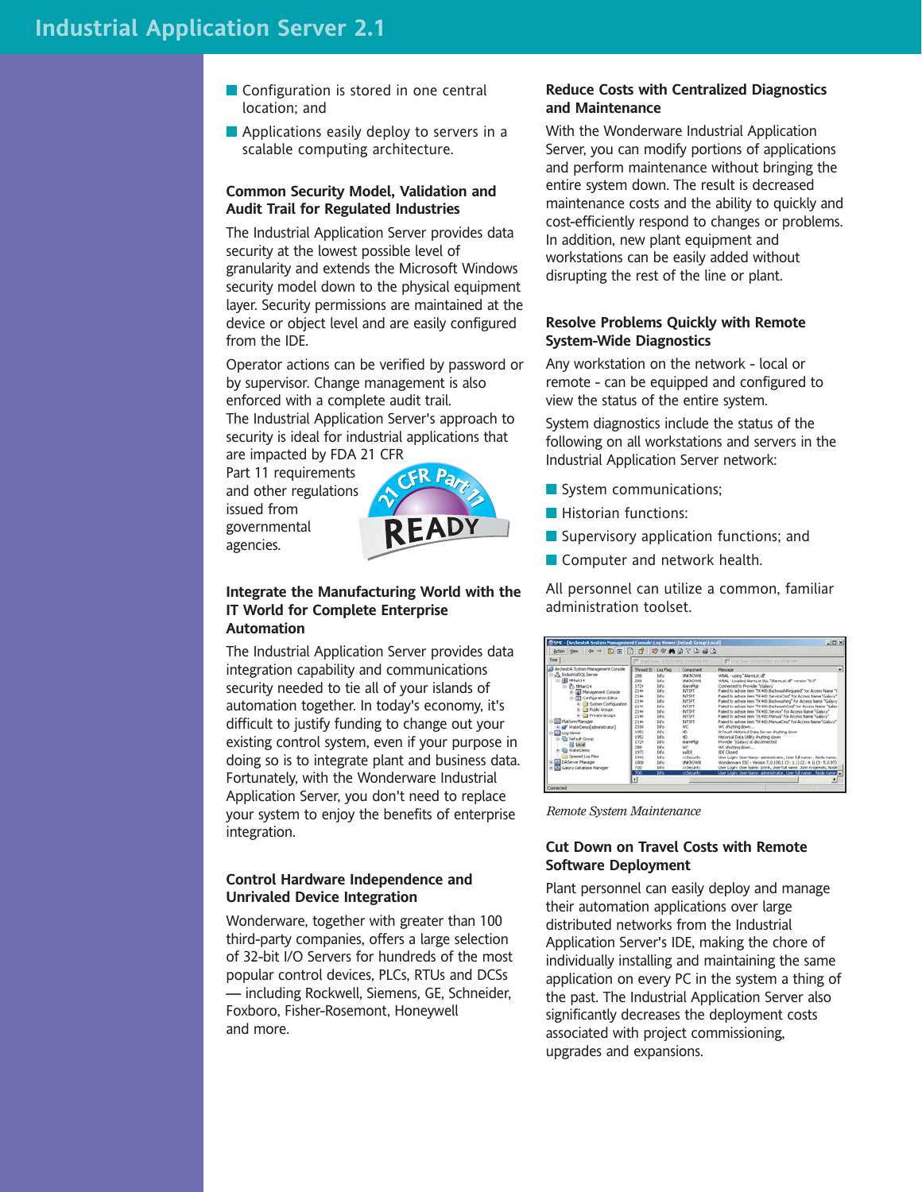- Configuration is stored in one central location; and
- Applications easily deploy to servers in a scalable computing architecture.

### Common Security Model, Validation and Audit Trail for Regulated Industries

The Industrial Application Server provides data security at the lowest possible level of granularity and extends the Microsoft Windows security model down to the physical equipment layer. Security permissions are maintained at the device or object level and are easily configured from the IDE.

Operator actions can be verified by password or by supervisor. Change management is also enforced with a complete audit trail. The Industrial Application Server's approach to security is ideal for industrial applications that are impacted by FDA 21 CFR Part 11 requirements and other regulations issued from governmental agencies.

### Integrate the Manufacturing World with the IT World for Complete Enterprise Automation

The Industrial Application Server provides data integration capability and communications security needed to tie all of your islands of automation together. In today's economy, it's difficult to justify funding to change out your existing control system, even if your purpose in doing so is to integrate plant and business data. Fortunately, with the Wonderware Industrial Application Server, you don't need to replace your system to enjoy the benefits of enterprise integration.

### Control Hardware Independence and Unrivaled Device Integration

Wonderware, together with greater than 100 third-party companies, offers a large selection of 32-bit I/O Servers for hundreds of the most popular control devices, PLCs, RTUs and DCSs — including Rockwell, Siemens, GE, Schneider, Foxboro, Fisher-Rosemont, Honeywell and more.

### Reduce Costs with Centralized Diagnostics and Maintenance

With the Wonderware Industrial Application Server, you can modify portions of applications and perform maintenance without bringing the entire system down. The result is decreased maintenance costs and the ability to quickly and cost-efficiently respond to changes or problems. In addition, new plant equipment and workstations can be easily added without disrupting the rest of the line or plant.

### Resolve Problems Quickly with Remote System-Wide Diagnostics

Any workstation on the network - local or remote - can be equipped and configured to view the status of the entire system.

System diagnostics include the status of the following on all workstations and servers in the Industrial Application Server network:

- System communications;
- Historian functions:
- Supervisory application functions; and
- Computer and network health.

All personnel can utilize a common, familiar administration toolset.

*Remote System Maintenance*

### Cut Down on Travel Costs with Remote Software Deployment

Plant personnel can easily deploy and manage their automation applications over large distributed networks from the Industrial Application Server's IDE, making the chore of individually installing and maintaining the same application on every PC in the system a thing of the past. The Industrial Application Server also significantly decreases the deployment costs associated with project commissioning, upgrades and expansions.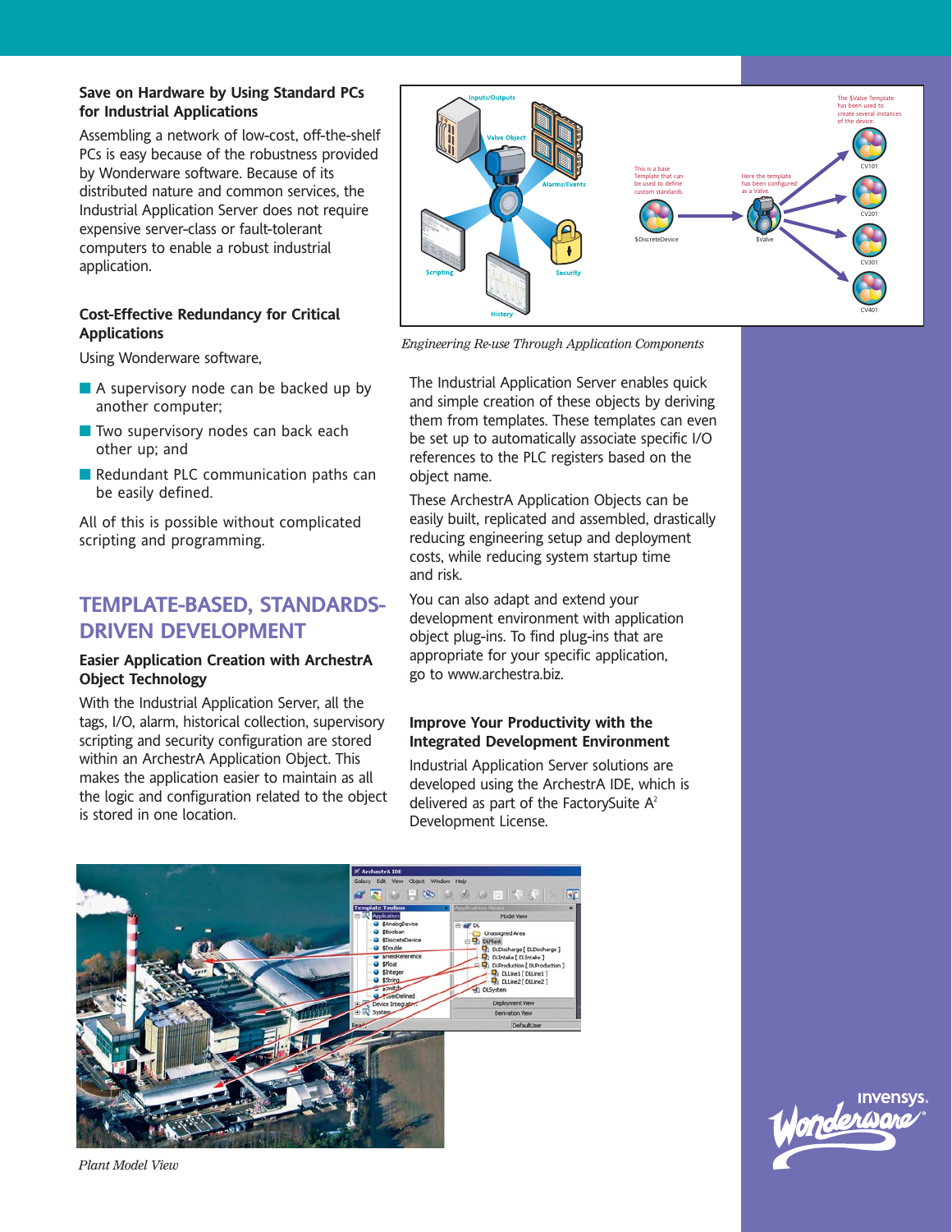### Save on Hardware by Using Standard PCs for Industrial Applications

Assembling a network of low-cost, off-the-shelf PCs is easy because of the robustness provided by Wonderware software. Because of its distributed nature and common services, the Industrial Application Server does not require expensive server-class or fault-tolerant computers to enable a robust industrial application.

### Cost-Effective Redundancy for Critical Applications

Using Wonderware software,

- A supervisory node can be backed up by another computer;
- Two supervisory nodes can back each other up; and
- Redundant PLC communication paths can be easily defined.

All of this is possible without complicated scripting and programming.

## TEMPLATE-BASED, STANDARDS-DRIVEN DEVELOPMENT

### Easier Application Creation with ArchestrA Object Technology

With the Industrial Application Server, all the tags, I/O, alarm, historical collection, supervisory scripting and security configuration are stored within an ArchestrA Application Object. This makes the application easier to maintain as all the logic and configuration related to the object is stored in one location.

*Engineering Re-use Through Application Components*

The Industrial Application Server enables quick and simple creation of these objects by deriving them from templates. These templates can even be set up to automatically associate specific I/O references to the PLC registers based on the object name.

These ArchestrA Application Objects can be easily built, replicated and assembled, drastically reducing engineering setup and deployment costs, while reducing system startup time and risk.

You can also adapt and extend your development environment with application object plug-ins. To find plug-ins that are appropriate for your specific application, go to www.archestra.biz.

### Improve Your Productivity with the Integrated Development Environment

Industrial Application Server solutions are developed using the ArchestrA IDE, which is delivered as part of the FactorySuite A[2] Development License.

*Plant Model View*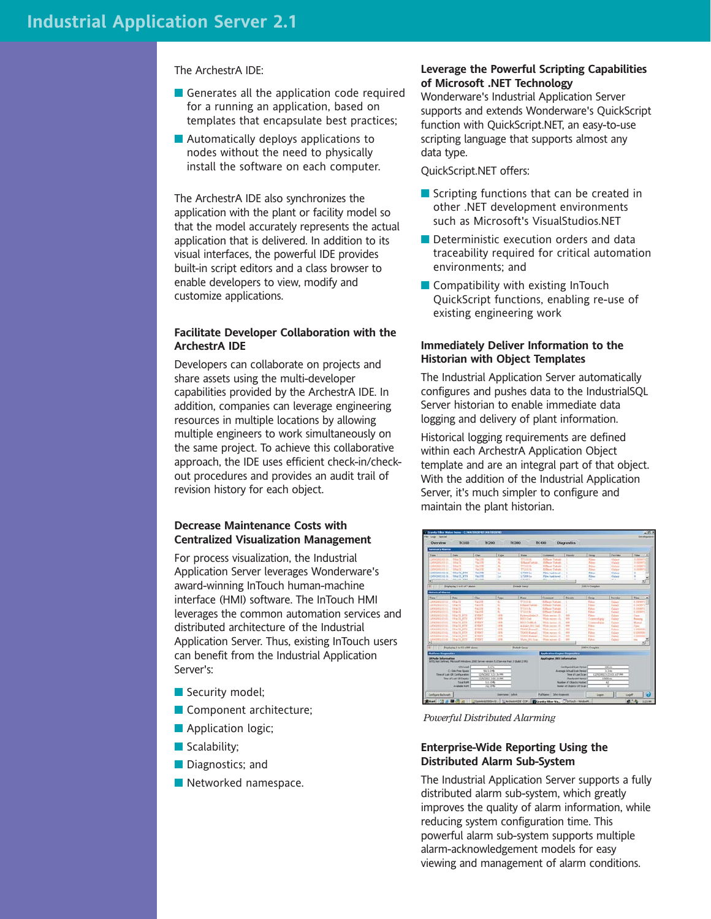The ArchestrA IDE:

- Generates all the application code required for a running an application, based on templates that encapsulate best practices;
- Automatically deploys applications to nodes without the need to physically install the software on each computer.

The ArchestrA IDE also synchronizes the application with the plant or facility model so that the model accurately represents the actual application that is delivered. In addition to its visual interfaces, the powerful IDE provides built-in script editors and a class browser to enable developers to view, modify and customize applications.

### Facilitate Developer Collaboration with the ArchestrA IDE

Developers can collaborate on projects and share assets using the multi-developer capabilities provided by the ArchestrA IDE. In addition, companies can leverage engineering resources in multiple locations by allowing multiple engineers to work simultaneously on the same project. To achieve this collaborative approach, the IDE uses efficient check-in/check-out procedures and provides an audit trail of revision history for each object.

### Decrease Maintenance Costs with Centralized Visualization Management

For process visualization, the Industrial Application Server leverages Wonderware's award-winning InTouch human-machine interface (HMI) software. The InTouch HMI leverages the common automation services and distributed architecture of the Industrial Application Server. Thus, existing InTouch users can benefit from the Industrial Application Server's:

- Security model;
- Component architecture;
- Application logic;
- Scalability;
- Diagnostics; and
- Networked namespace.

### Leverage the Powerful Scripting Capabilities of Microsoft .NET Technology

Wonderware's Industrial Application Server supports and extends Wonderware's QuickScript function with QuickScript.NET, an easy-to-use scripting language that supports almost any data type.

QuickScript.NET offers:

- Scripting functions that can be created in other .NET development environments such as Microsoft's VisualStudios.NET
- Deterministic execution orders and data traceability required for critical automation environments; and
- Compatibility with existing InTouch QuickScript functions, enabling re-use of existing engineering work

### Immediately Deliver Information to the Historian with Object Templates

The Industrial Application Server automatically configures and pushes data to the IndustrialSQL Server historian to enable immediate data logging and delivery of plant information.

Historical logging requirements are defined within each ArchestrA Application Object template and are an integral part of that object. With the addition of the Industrial Application Server, it's much simpler to configure and maintain the plant historian.

*Powerful Distributed Alarming*

### Enterprise-Wide Reporting Using the Distributed Alarm Sub-System

The Industrial Application Server supports a fully distributed alarm sub-system, which greatly improves the quality of alarm information, while reducing system configuration time. This powerful alarm sub-system supports multiple alarm-acknowledgement models for easy viewing and management of alarm conditions.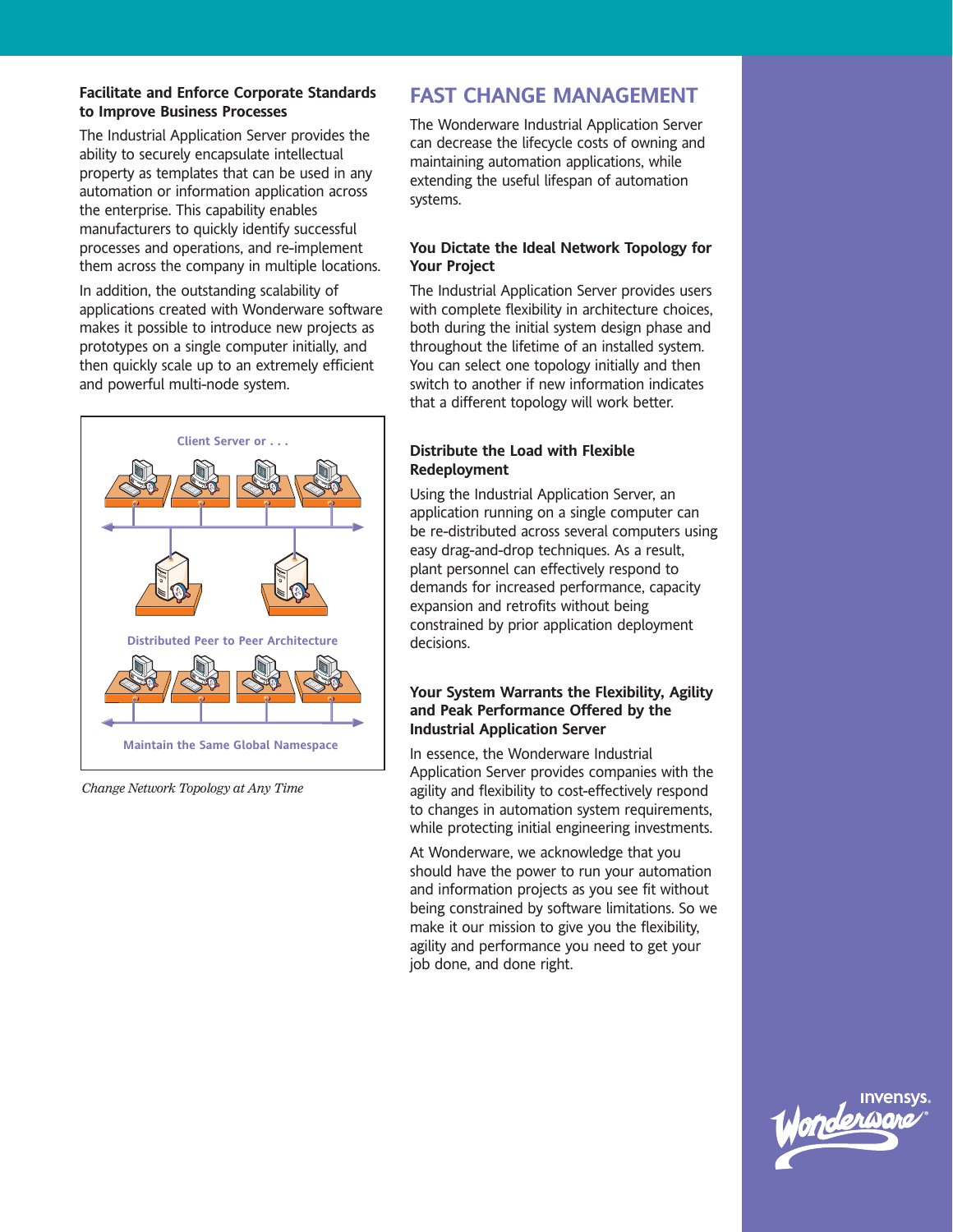### Facilitate and Enforce Corporate Standards to Improve Business Processes

The Industrial Application Server provides the ability to securely encapsulate intellectual property as templates that can be used in any automation or information application across the enterprise. This capability enables manufacturers to quickly identify successful processes and operations, and re-implement them across the company in multiple locations.

In addition, the outstanding scalability of applications created with Wonderware software makes it possible to introduce new projects as prototypes on a single computer initially, and then quickly scale up to an extremely efficient and powerful multi-node system.

Client Server or . . .

Distributed Peer to Peer Architecture

Maintain the Same Global Namespace

*Change Network Topology at Any Time*

## FAST CHANGE MANAGEMENT

The Wonderware Industrial Application Server can decrease the lifecycle costs of owning and maintaining automation applications, while extending the useful lifespan of automation systems.

### You Dictate the Ideal Network Topology for Your Project

The Industrial Application Server provides users with complete flexibility in architecture choices, both during the initial system design phase and throughout the lifetime of an installed system. You can select one topology initially and then switch to another if new information indicates that a different topology will work better.

### Distribute the Load with Flexible Redeployment

Using the Industrial Application Server, an application running on a single computer can be re-distributed across several computers using easy drag-and-drop techniques. As a result, plant personnel can effectively respond to demands for increased performance, capacity expansion and retrofits without being constrained by prior application deployment decisions.

### Your System Warrants the Flexibility, Agility and Peak Performance Offered by the Industrial Application Server

In essence, the Wonderware Industrial Application Server provides companies with the agility and flexibility to cost-effectively respond to changes in automation system requirements, while protecting initial engineering investments.

At Wonderware, we acknowledge that you should have the power to run your automation and information projects as you see fit without being constrained by software limitations. So we make it our mission to give you the flexibility, agility and performance you need to get your job done, and done right.

Invensys. Wonderware®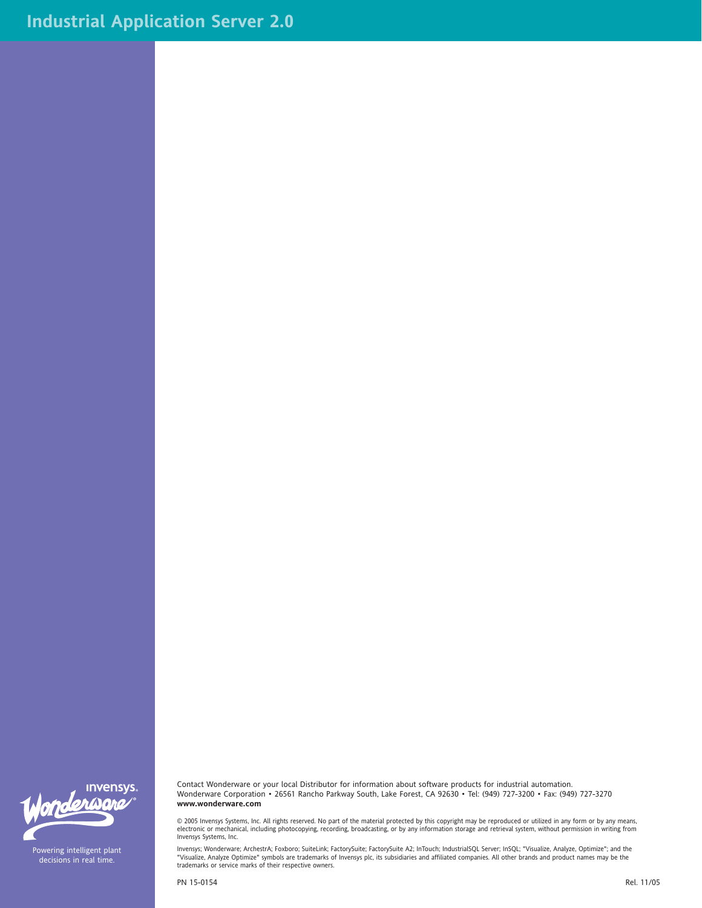Powering intelligent plant decisions in real time.

Contact Wonderware or your local Distributor for information about software products for industrial automation.
Wonderware Corporation • 26561 Rancho Parkway South, Lake Forest, CA 92630 • Tel: (949) 727-3200 • Fax: (949) 727-3270
**www.wonderware.com**

© 2005 Invensys Systems, Inc. All rights reserved. No part of the material protected by this copyright may be reproduced or utilized in any form or by any means, electronic or mechanical, including photocopying, recording, broadcasting, or by any information storage and retrieval system, without permission in writing from Invensys Systems, Inc.

Invensys; Wonderware; ArchestrA; Foxboro; SuiteLink; FactorySuite; FactorySuite A2; InTouch; IndustrialSQL Server; InSQL; "Visualize, Analyze, Optimize"; and the "Visualize, Analyze Optimize" symbols are trademarks of Invensys plc, its subsidiaries and affiliated companies. All other brands and product names may be the trademarks or service marks of their respective owners.

PN 15-0154

Rel. 11/05